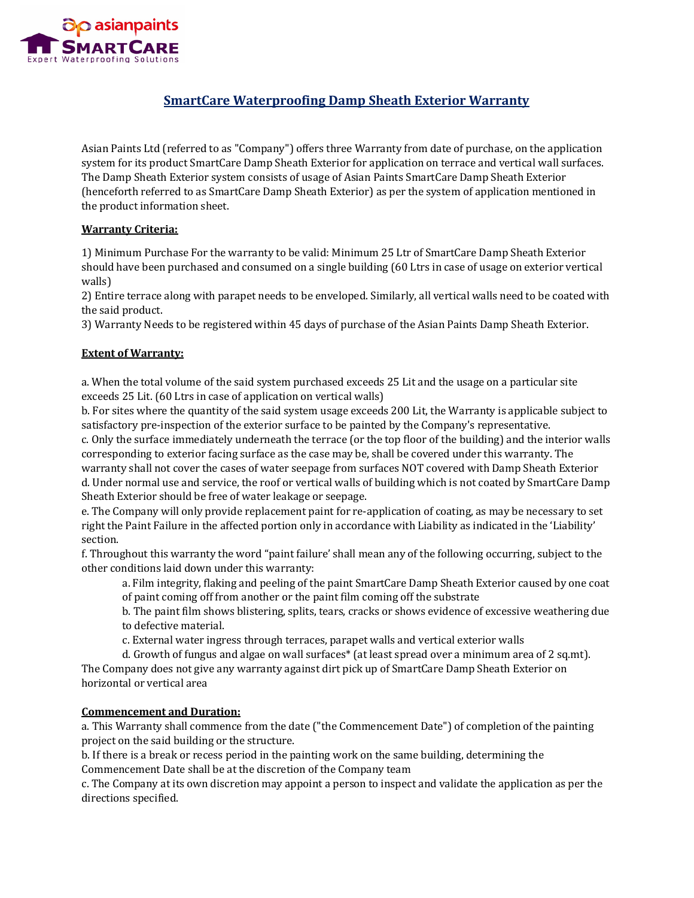asianpaints
SMARTCARE
Expert Waterproofing Solutions

# SmartCare Waterproofing Damp Sheath Exterior Warranty

Asian Paints Ltd (referred to as "Company") offers three Warranty from date of purchase, on the application system for its product SmartCare Damp Sheath Exterior for application on terrace and vertical wall surfaces. The Damp Sheath Exterior system consists of usage of Asian Paints SmartCare Damp Sheath Exterior (henceforth referred to as SmartCare Damp Sheath Exterior) as per the system of application mentioned in the product information sheet.

**Warranty Criteria:**

1) Minimum Purchase For the warranty to be valid: Minimum 25 Ltr of SmartCare Damp Sheath Exterior should have been purchased and consumed on a single building (60 Ltrs in case of usage on exterior vertical walls)
2) Entire terrace along with parapet needs to be enveloped. Similarly, all vertical walls need to be coated with the said product.
3) Warranty Needs to be registered within 45 days of purchase of the Asian Paints Damp Sheath Exterior.

**Extent of Warranty:**

a. When the total volume of the said system purchased exceeds 25 Lit and the usage on a particular site exceeds 25 Lit. (60 Ltrs in case of application on vertical walls)
b. For sites where the quantity of the said system usage exceeds 200 Lit, the Warranty is applicable subject to satisfactory pre-inspection of the exterior surface to be painted by the Company's representative.
c. Only the surface immediately underneath the terrace (or the top floor of the building) and the interior walls corresponding to exterior facing surface as the case may be, shall be covered under this warranty. The warranty shall not cover the cases of water seepage from surfaces NOT covered with Damp Sheath Exterior
d. Under normal use and service, the roof or vertical walls of building which is not coated by SmartCare Damp Sheath Exterior should be free of water leakage or seepage.
e. The Company will only provide replacement paint for re-application of coating, as may be necessary to set right the Paint Failure in the affected portion only in accordance with Liability as indicated in the 'Liability' section.
f. Throughout this warranty the word "paint failure' shall mean any of the following occurring, subject to the other conditions laid down under this warranty:

  a. Film integrity, flaking and peeling of the paint SmartCare Damp Sheath Exterior caused by one coat of paint coming off from another or the paint film coming off the substrate
  b. The paint film shows blistering, splits, tears, cracks or shows evidence of excessive weathering due to defective material.
  c. External water ingress through terraces, parapet walls and vertical exterior walls
  d. Growth of fungus and algae on wall surfaces* (at least spread over a minimum area of 2 sq.mt).

The Company does not give any warranty against dirt pick up of SmartCare Damp Sheath Exterior on horizontal or vertical area

**Commencement and Duration:**

a. This Warranty shall commence from the date ("the Commencement Date") of completion of the painting project on the said building or the structure.
b. If there is a break or recess period in the painting work on the same building, determining the Commencement Date shall be at the discretion of the Company team
c. The Company at its own discretion may appoint a person to inspect and validate the application as per the directions specified.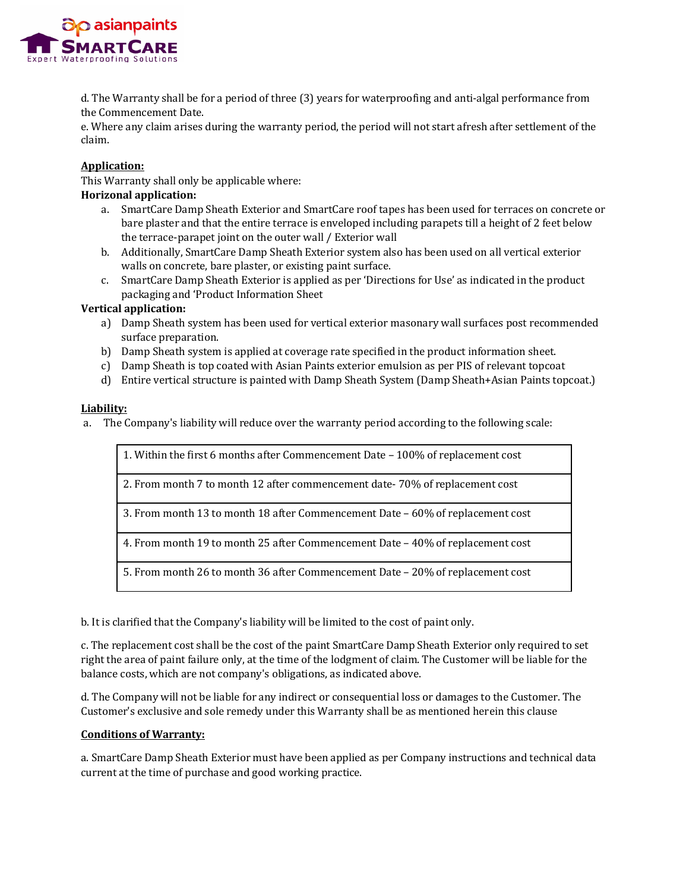d. The Warranty shall be for a period of three (3) years for waterproofing and anti-algal performance from the Commencement Date.

e. Where any claim arises during the warranty period, the period will not start afresh after settlement of the claim.

**Application:**

This Warranty shall only be applicable where:

**Horizonal application:**

a. SmartCare Damp Sheath Exterior and SmartCare roof tapes has been used for terraces on concrete or bare plaster and that the entire terrace is enveloped including parapets till a height of 2 feet below the terrace-parapet joint on the outer wall / Exterior wall

b. Additionally, SmartCare Damp Sheath Exterior system also has been used on all vertical exterior walls on concrete, bare plaster, or existing paint surface.

c. SmartCare Damp Sheath Exterior is applied as per 'Directions for Use' as indicated in the product packaging and 'Product Information Sheet

**Vertical application:**

a) Damp Sheath system has been used for vertical exterior masonary wall surfaces post recommended surface preparation.

b) Damp Sheath system is applied at coverage rate specified in the product information sheet.

c) Damp Sheath is top coated with Asian Paints exterior emulsion as per PIS of relevant topcoat

d) Entire vertical structure is painted with Damp Sheath System (Damp Sheath+Asian Paints topcoat.)

**Liability:**

a. The Company's liability will reduce over the warranty period according to the following scale:

| |
|---|
| 1. Within the first 6 months after Commencement Date – 100% of replacement cost |
| 2. From month 7 to month 12 after commencement date- 70% of replacement cost |
| 3. From month 13 to month 18 after Commencement Date – 60% of replacement cost |
| 4. From month 19 to month 25 after Commencement Date – 40% of replacement cost |
| 5. From month 26 to month 36 after Commencement Date – 20% of replacement cost |

b. It is clarified that the Company's liability will be limited to the cost of paint only.

c. The replacement cost shall be the cost of the paint SmartCare Damp Sheath Exterior only required to set right the area of paint failure only, at the time of the lodgment of claim. The Customer will be liable for the balance costs, which are not company's obligations, as indicated above.

d. The Company will not be liable for any indirect or consequential loss or damages to the Customer. The Customer's exclusive and sole remedy under this Warranty shall be as mentioned herein this clause

**Conditions of Warranty:**

a. SmartCare Damp Sheath Exterior must have been applied as per Company instructions and technical data current at the time of purchase and good working practice.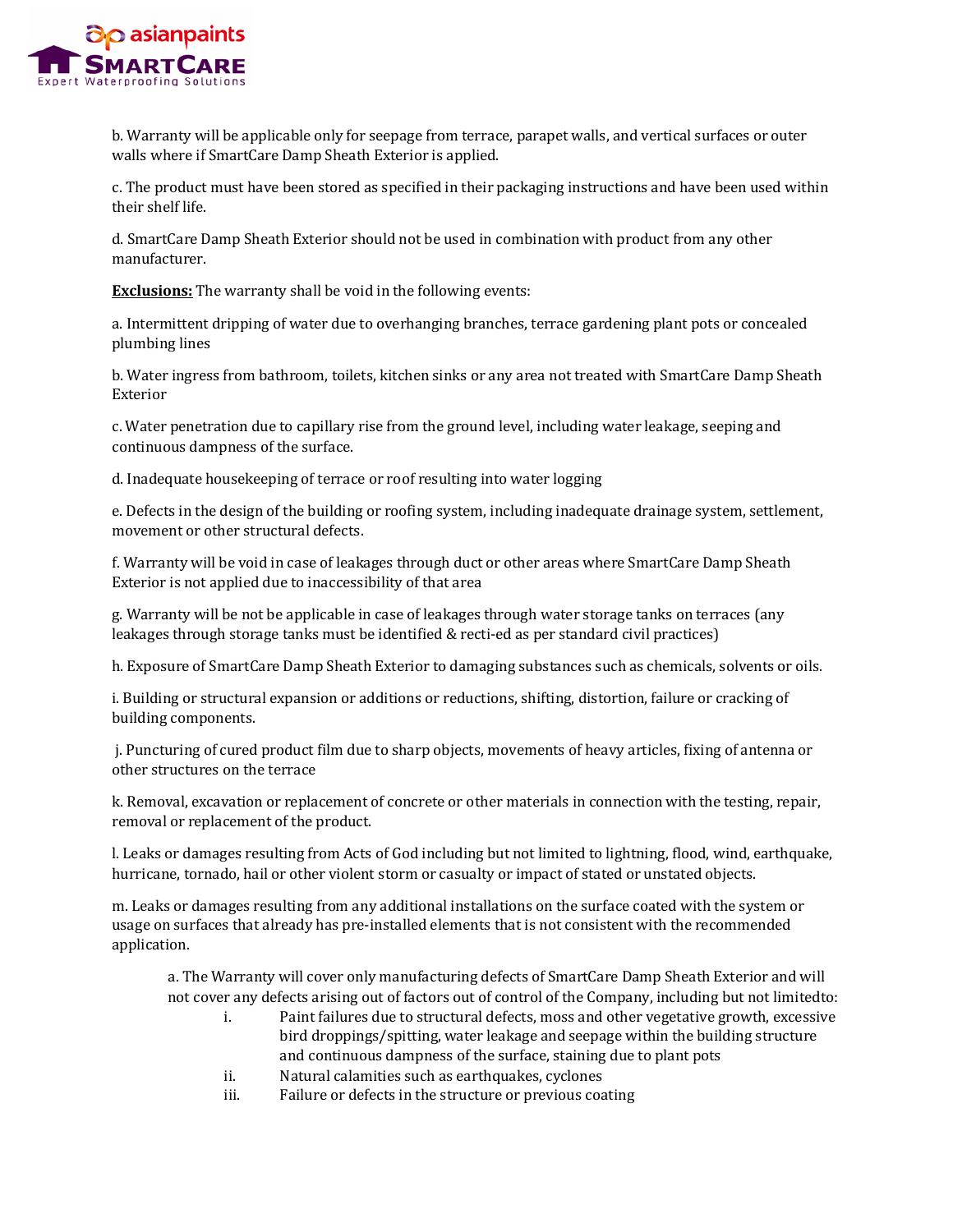b. Warranty will be applicable only for seepage from terrace, parapet walls, and vertical surfaces or outer walls where if SmartCare Damp Sheath Exterior is applied.

c. The product must have been stored as specified in their packaging instructions and have been used within their shelf life.

d. SmartCare Damp Sheath Exterior should not be used in combination with product from any other manufacturer.

**Exclusions:** The warranty shall be void in the following events:

a. Intermittent dripping of water due to overhanging branches, terrace gardening plant pots or concealed plumbing lines

b. Water ingress from bathroom, toilets, kitchen sinks or any area not treated with SmartCare Damp Sheath Exterior

c. Water penetration due to capillary rise from the ground level, including water leakage, seeping and continuous dampness of the surface.

d. Inadequate housekeeping of terrace or roof resulting into water logging

e. Defects in the design of the building or roofing system, including inadequate drainage system, settlement, movement or other structural defects.

f. Warranty will be void in case of leakages through duct or other areas where SmartCare Damp Sheath Exterior is not applied due to inaccessibility of that area

g. Warranty will be not be applicable in case of leakages through water storage tanks on terraces (any leakages through storage tanks must be identified & recti-ed as per standard civil practices)

h. Exposure of SmartCare Damp Sheath Exterior to damaging substances such as chemicals, solvents or oils.

i. Building or structural expansion or additions or reductions, shifting, distortion, failure or cracking of building components.

j. Puncturing of cured product film due to sharp objects, movements of heavy articles, fixing of antenna or other structures on the terrace

k. Removal, excavation or replacement of concrete or other materials in connection with the testing, repair, removal or replacement of the product.

l. Leaks or damages resulting from Acts of God including but not limited to lightning, flood, wind, earthquake, hurricane, tornado, hail or other violent storm or casualty or impact of stated or unstated objects.

m. Leaks or damages resulting from any additional installations on the surface coated with the system or usage on surfaces that already has pre-installed elements that is not consistent with the recommended application.

> a. The Warranty will cover only manufacturing defects of SmartCare Damp Sheath Exterior and will not cover any defects arising out of factors out of control of the Company, including but not limitedto:
>
> i. Paint failures due to structural defects, moss and other vegetative growth, excessive bird droppings/spitting, water leakage and seepage within the building structure and continuous dampness of the surface, staining due to plant pots
>
> ii. Natural calamities such as earthquakes, cyclones
>
> iii. Failure or defects in the structure or previous coating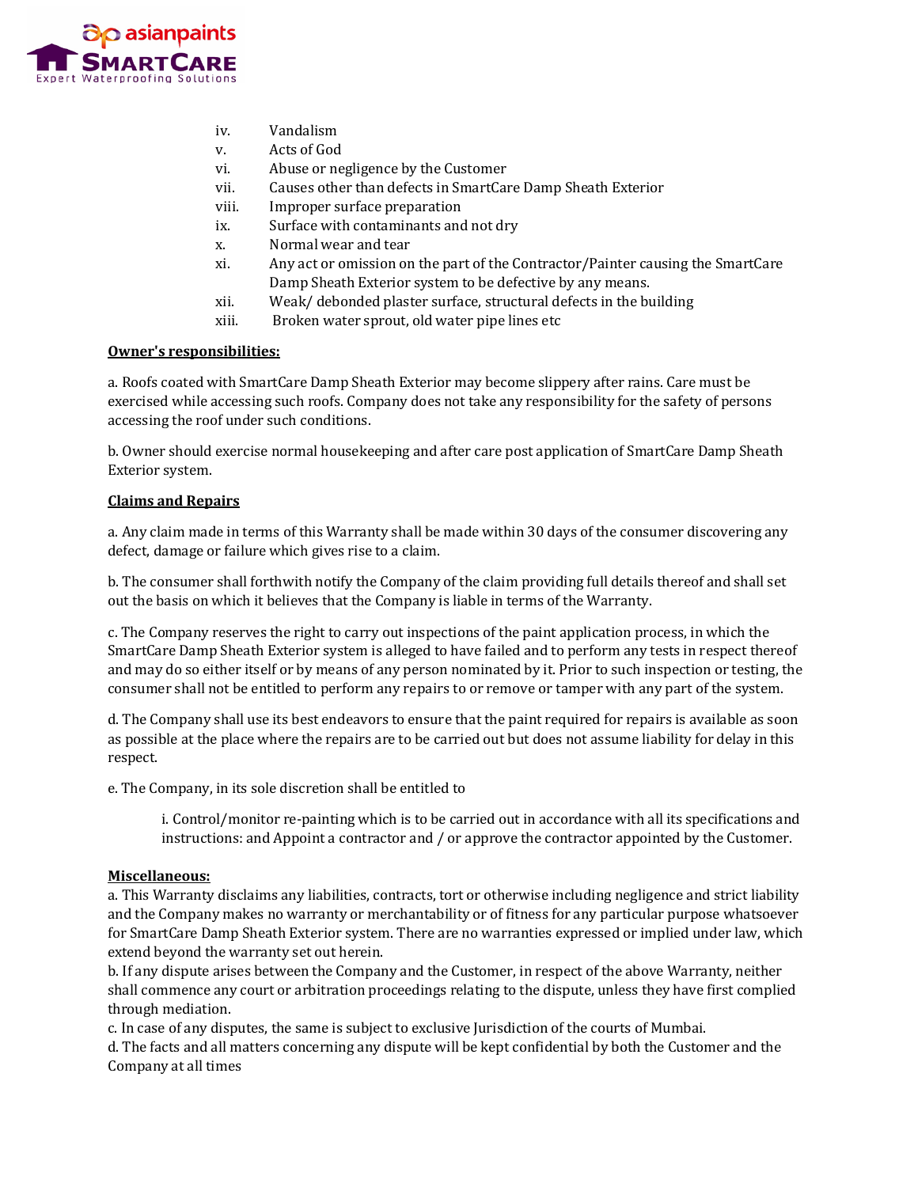iv. Vandalism
v. Acts of God
vi. Abuse or negligence by the Customer
vii. Causes other than defects in SmartCare Damp Sheath Exterior
viii. Improper surface preparation
ix. Surface with contaminants and not dry
x. Normal wear and tear
xi. Any act or omission on the part of the Contractor/Painter causing the SmartCare Damp Sheath Exterior system to be defective by any means.
xii. Weak/ debonded plaster surface, structural defects in the building
xiii. Broken water sprout, old water pipe lines etc

**Owner's responsibilities:**

a. Roofs coated with SmartCare Damp Sheath Exterior may become slippery after rains. Care must be exercised while accessing such roofs. Company does not take any responsibility for the safety of persons accessing the roof under such conditions.

b. Owner should exercise normal housekeeping and after care post application of SmartCare Damp Sheath Exterior system.

**Claims and Repairs**

a. Any claim made in terms of this Warranty shall be made within 30 days of the consumer discovering any defect, damage or failure which gives rise to a claim.

b. The consumer shall forthwith notify the Company of the claim providing full details thereof and shall set out the basis on which it believes that the Company is liable in terms of the Warranty.

c. The Company reserves the right to carry out inspections of the paint application process, in which the SmartCare Damp Sheath Exterior system is alleged to have failed and to perform any tests in respect thereof and may do so either itself or by means of any person nominated by it. Prior to such inspection or testing, the consumer shall not be entitled to perform any repairs to or remove or tamper with any part of the system.

d. The Company shall use its best endeavors to ensure that the paint required for repairs is available as soon as possible at the place where the repairs are to be carried out but does not assume liability for delay in this respect.

e. The Company, in its sole discretion shall be entitled to

i. Control/monitor re-painting which is to be carried out in accordance with all its specifications and instructions: and Appoint a contractor and / or approve the contractor appointed by the Customer.

**Miscellaneous:**

a. This Warranty disclaims any liabilities, contracts, tort or otherwise including negligence and strict liability and the Company makes no warranty or merchantability or of fitness for any particular purpose whatsoever for SmartCare Damp Sheath Exterior system. There are no warranties expressed or implied under law, which extend beyond the warranty set out herein.
b. If any dispute arises between the Company and the Customer, in respect of the above Warranty, neither shall commence any court or arbitration proceedings relating to the dispute, unless they have first complied through mediation.
c. In case of any disputes, the same is subject to exclusive Jurisdiction of the courts of Mumbai.
d. The facts and all matters concerning any dispute will be kept confidential by both the Customer and the Company at all times